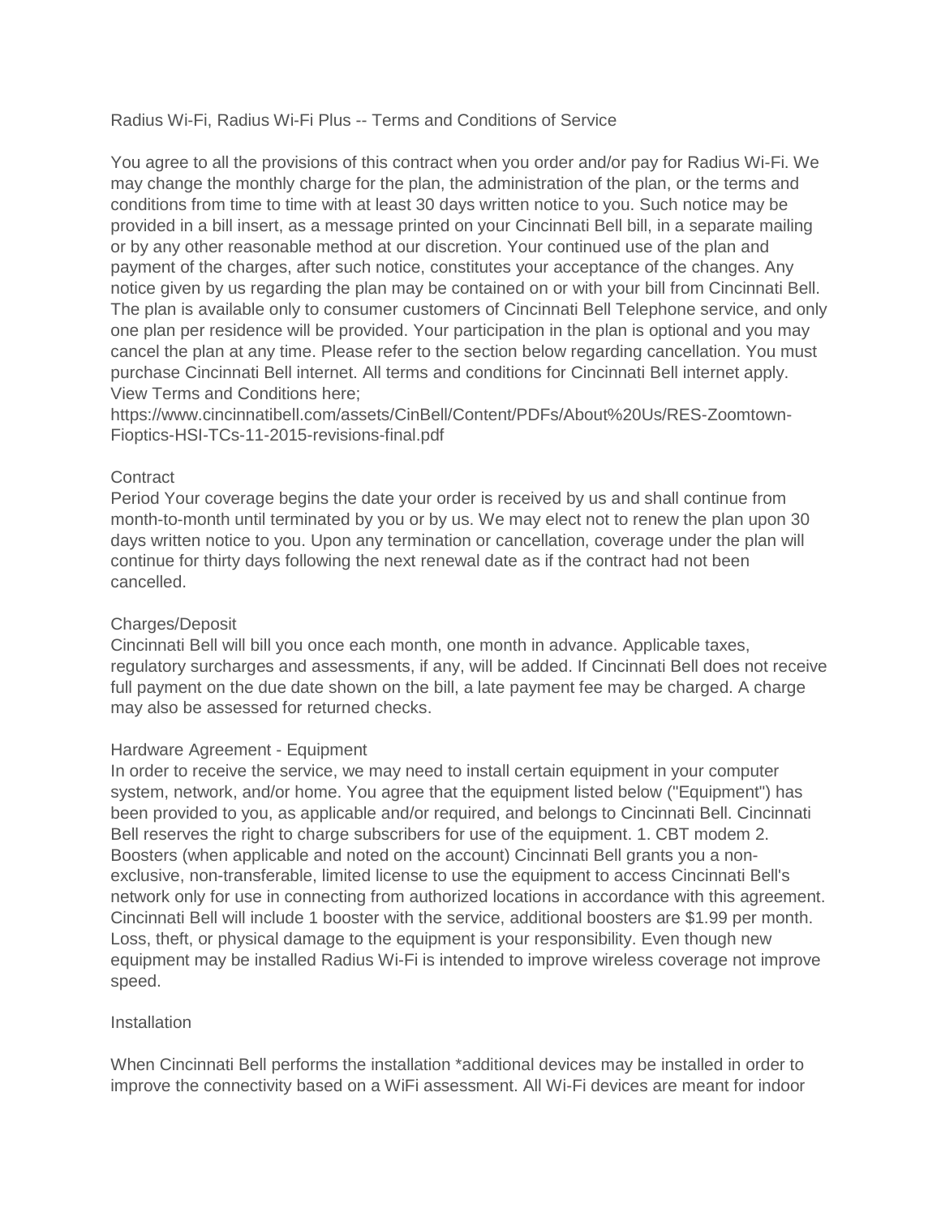# Radius Wi-Fi, Radius Wi-Fi Plus -- Terms and Conditions of Service

You agree to all the provisions of this contract when you order and/or pay for Radius Wi-Fi. We may change the monthly charge for the plan, the administration of the plan, or the terms and conditions from time to time with at least 30 days written notice to you. Such notice may be provided in a bill insert, as a message printed on your Cincinnati Bell bill, in a separate mailing or by any other reasonable method at our discretion. Your continued use of the plan and payment of the charges, after such notice, constitutes your acceptance of the changes. Any notice given by us regarding the plan may be contained on or with your bill from Cincinnati Bell. The plan is available only to consumer customers of Cincinnati Bell Telephone service, and only one plan per residence will be provided. Your participation in the plan is optional and you may cancel the plan at any time. Please refer to the section below regarding cancellation. You must purchase Cincinnati Bell internet. All terms and conditions for Cincinnati Bell internet apply. View Terms and Conditions here;
https://www.cincinnatibell.com/assets/CinBell/Content/PDFs/About%20Us/RES-Zoomtown-Fioptics-HSI-TCs-11-2015-revisions-final.pdf

## Contract

Period Your coverage begins the date your order is received by us and shall continue from month-to-month until terminated by you or by us. We may elect not to renew the plan upon 30 days written notice to you. Upon any termination or cancellation, coverage under the plan will continue for thirty days following the next renewal date as if the contract had not been cancelled.

## Charges/Deposit

Cincinnati Bell will bill you once each month, one month in advance. Applicable taxes, regulatory surcharges and assessments, if any, will be added. If Cincinnati Bell does not receive full payment on the due date shown on the bill, a late payment fee may be charged. A charge may also be assessed for returned checks.

## Hardware Agreement - Equipment

In order to receive the service, we may need to install certain equipment in your computer system, network, and/or home. You agree that the equipment listed below ("Equipment") has been provided to you, as applicable and/or required, and belongs to Cincinnati Bell. Cincinnati Bell reserves the right to charge subscribers for use of the equipment. 1. CBT modem 2. Boosters (when applicable and noted on the account) Cincinnati Bell grants you a non-exclusive, non-transferable, limited license to use the equipment to access Cincinnati Bell's network only for use in connecting from authorized locations in accordance with this agreement. Cincinnati Bell will include 1 booster with the service, additional boosters are $1.99 per month. Loss, theft, or physical damage to the equipment is your responsibility. Even though new equipment may be installed Radius Wi-Fi is intended to improve wireless coverage not improve speed.

## Installation

When Cincinnati Bell performs the installation *additional devices may be installed in order to improve the connectivity based on a WiFi assessment. All Wi-Fi devices are meant for indoor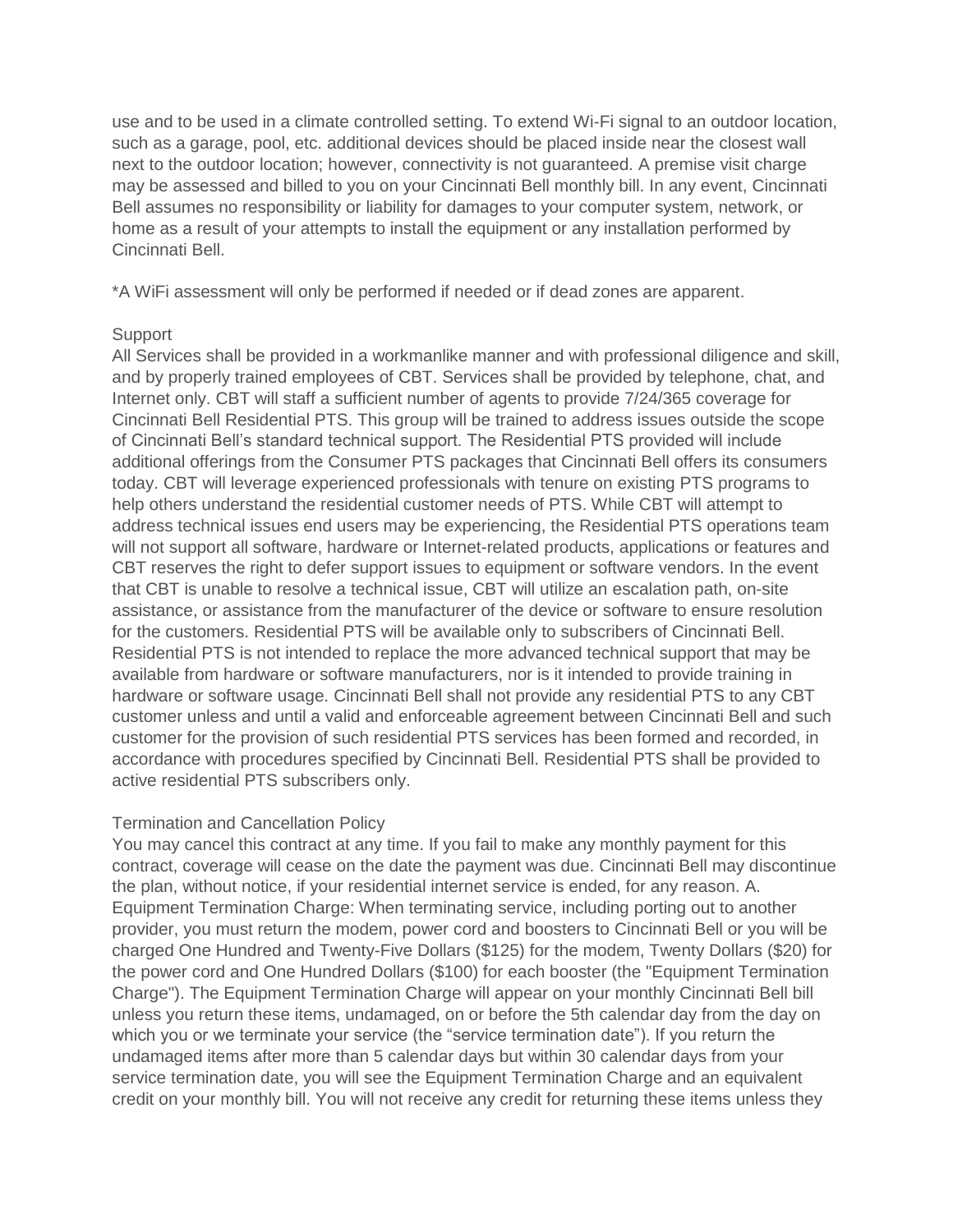use and to be used in a climate controlled setting. To extend Wi-Fi signal to an outdoor location, such as a garage, pool, etc. additional devices should be placed inside near the closest wall next to the outdoor location; however, connectivity is not guaranteed. A premise visit charge may be assessed and billed to you on your Cincinnati Bell monthly bill. In any event, Cincinnati Bell assumes no responsibility or liability for damages to your computer system, network, or home as a result of your attempts to install the equipment or any installation performed by Cincinnati Bell.

*A WiFi assessment will only be performed if needed or if dead zones are apparent.

## Support

All Services shall be provided in a workmanlike manner and with professional diligence and skill, and by properly trained employees of CBT. Services shall be provided by telephone, chat, and Internet only. CBT will staff a sufficient number of agents to provide 7/24/365 coverage for Cincinnati Bell Residential PTS. This group will be trained to address issues outside the scope of Cincinnati Bell's standard technical support. The Residential PTS provided will include additional offerings from the Consumer PTS packages that Cincinnati Bell offers its consumers today. CBT will leverage experienced professionals with tenure on existing PTS programs to help others understand the residential customer needs of PTS. While CBT will attempt to address technical issues end users may be experiencing, the Residential PTS operations team will not support all software, hardware or Internet-related products, applications or features and CBT reserves the right to defer support issues to equipment or software vendors. In the event that CBT is unable to resolve a technical issue, CBT will utilize an escalation path, on-site assistance, or assistance from the manufacturer of the device or software to ensure resolution for the customers. Residential PTS will be available only to subscribers of Cincinnati Bell. Residential PTS is not intended to replace the more advanced technical support that may be available from hardware or software manufacturers, nor is it intended to provide training in hardware or software usage. Cincinnati Bell shall not provide any residential PTS to any CBT customer unless and until a valid and enforceable agreement between Cincinnati Bell and such customer for the provision of such residential PTS services has been formed and recorded, in accordance with procedures specified by Cincinnati Bell. Residential PTS shall be provided to active residential PTS subscribers only.

## Termination and Cancellation Policy

You may cancel this contract at any time. If you fail to make any monthly payment for this contract, coverage will cease on the date the payment was due. Cincinnati Bell may discontinue the plan, without notice, if your residential internet service is ended, for any reason. A. Equipment Termination Charge: When terminating service, including porting out to another provider, you must return the modem, power cord and boosters to Cincinnati Bell or you will be charged One Hundred and Twenty-Five Dollars ($125) for the modem, Twenty Dollars ($20) for the power cord and One Hundred Dollars ($100) for each booster (the "Equipment Termination Charge"). The Equipment Termination Charge will appear on your monthly Cincinnati Bell bill unless you return these items, undamaged, on or before the 5th calendar day from the day on which you or we terminate your service (the "service termination date"). If you return the undamaged items after more than 5 calendar days but within 30 calendar days from your service termination date, you will see the Equipment Termination Charge and an equivalent credit on your monthly bill. You will not receive any credit for returning these items unless they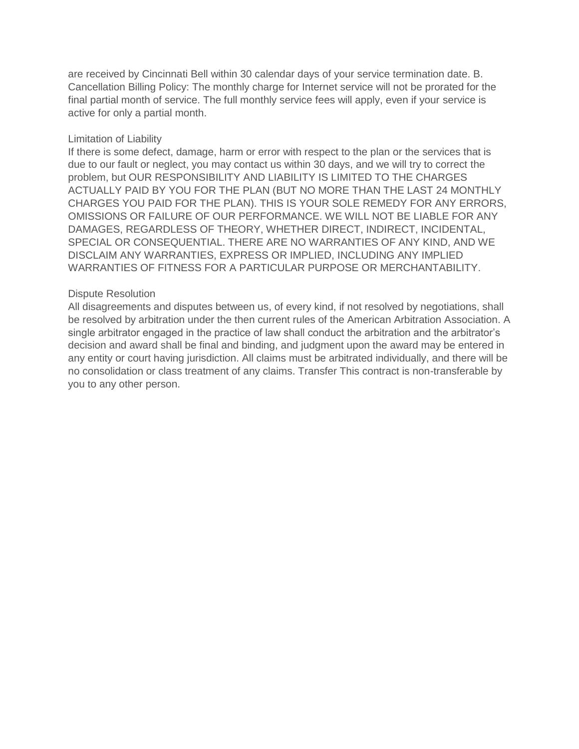are received by Cincinnati Bell within 30 calendar days of your service termination date. B. Cancellation Billing Policy: The monthly charge for Internet service will not be prorated for the final partial month of service. The full monthly service fees will apply, even if your service is active for only a partial month.

## Limitation of Liability

If there is some defect, damage, harm or error with respect to the plan or the services that is due to our fault or neglect, you may contact us within 30 days, and we will try to correct the problem, but OUR RESPONSIBILITY AND LIABILITY IS LIMITED TO THE CHARGES ACTUALLY PAID BY YOU FOR THE PLAN (BUT NO MORE THAN THE LAST 24 MONTHLY CHARGES YOU PAID FOR THE PLAN). THIS IS YOUR SOLE REMEDY FOR ANY ERRORS, OMISSIONS OR FAILURE OF OUR PERFORMANCE. WE WILL NOT BE LIABLE FOR ANY DAMAGES, REGARDLESS OF THEORY, WHETHER DIRECT, INDIRECT, INCIDENTAL, SPECIAL OR CONSEQUENTIAL. THERE ARE NO WARRANTIES OF ANY KIND, AND WE DISCLAIM ANY WARRANTIES, EXPRESS OR IMPLIED, INCLUDING ANY IMPLIED WARRANTIES OF FITNESS FOR A PARTICULAR PURPOSE OR MERCHANTABILITY.

## Dispute Resolution

All disagreements and disputes between us, of every kind, if not resolved by negotiations, shall be resolved by arbitration under the then current rules of the American Arbitration Association. A single arbitrator engaged in the practice of law shall conduct the arbitration and the arbitrator's decision and award shall be final and binding, and judgment upon the award may be entered in any entity or court having jurisdiction. All claims must be arbitrated individually, and there will be no consolidation or class treatment of any claims. Transfer This contract is non-transferable by you to any other person.